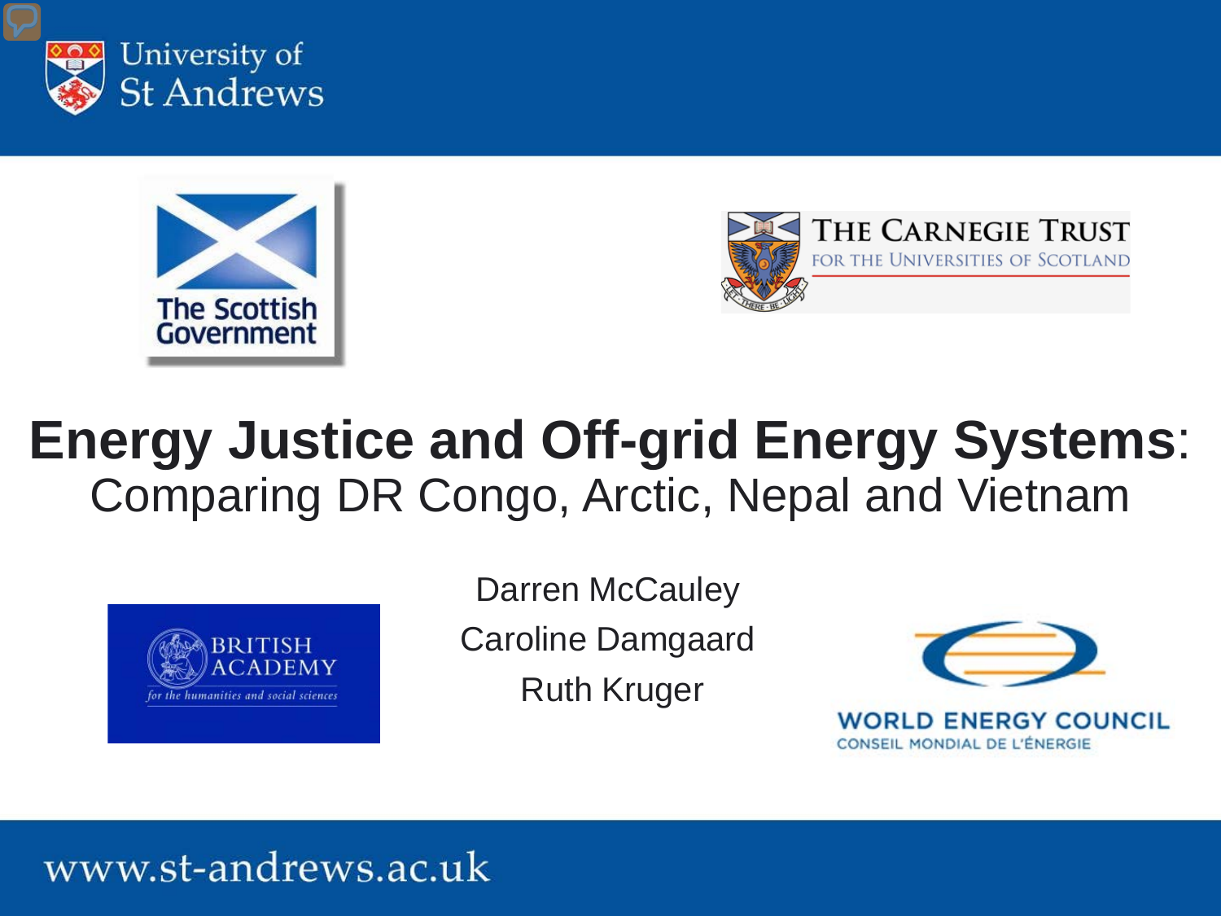University of St Andrews

The Scottish Government

The Carnegie Trust for the Universities of Scotland

# Energy Justice and Off-grid Energy Systems: Comparing DR Congo, Arctic, Nepal and Vietnam

British Academy for the humanities and social sciences

Darren McCauley

Caroline Damgaard

Ruth Kruger

World Energy Council
Conseil Mondial de l'Énergie

www.st-andrews.ac.uk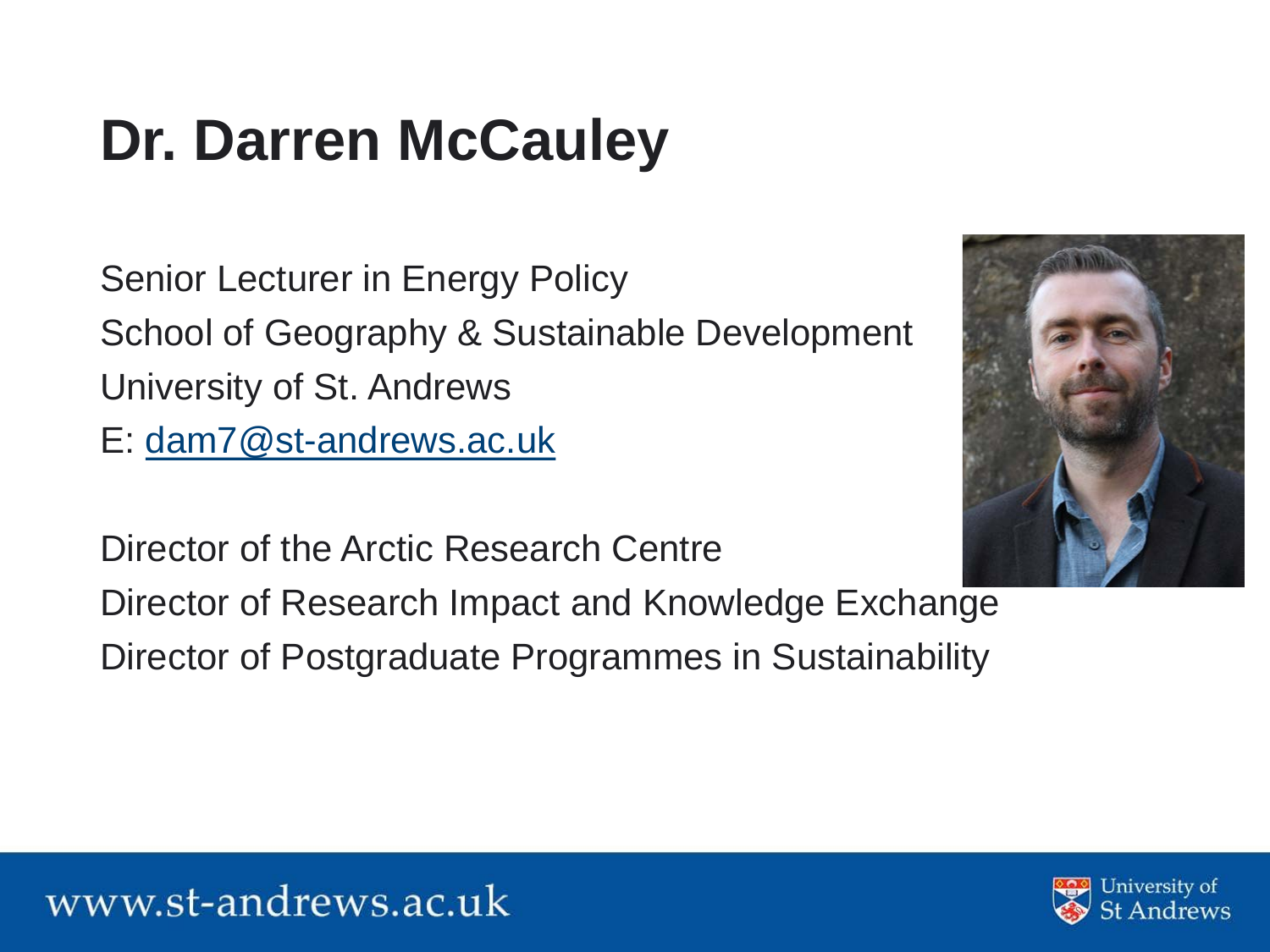# Dr. Darren McCauley

Senior Lecturer in Energy Policy
School of Geography & Sustainable Development
University of St. Andrews
E: dam7@st-andrews.ac.uk

Director of the Arctic Research Centre
Director of Research Impact and Knowledge Exchange
Director of Postgraduate Programmes in Sustainability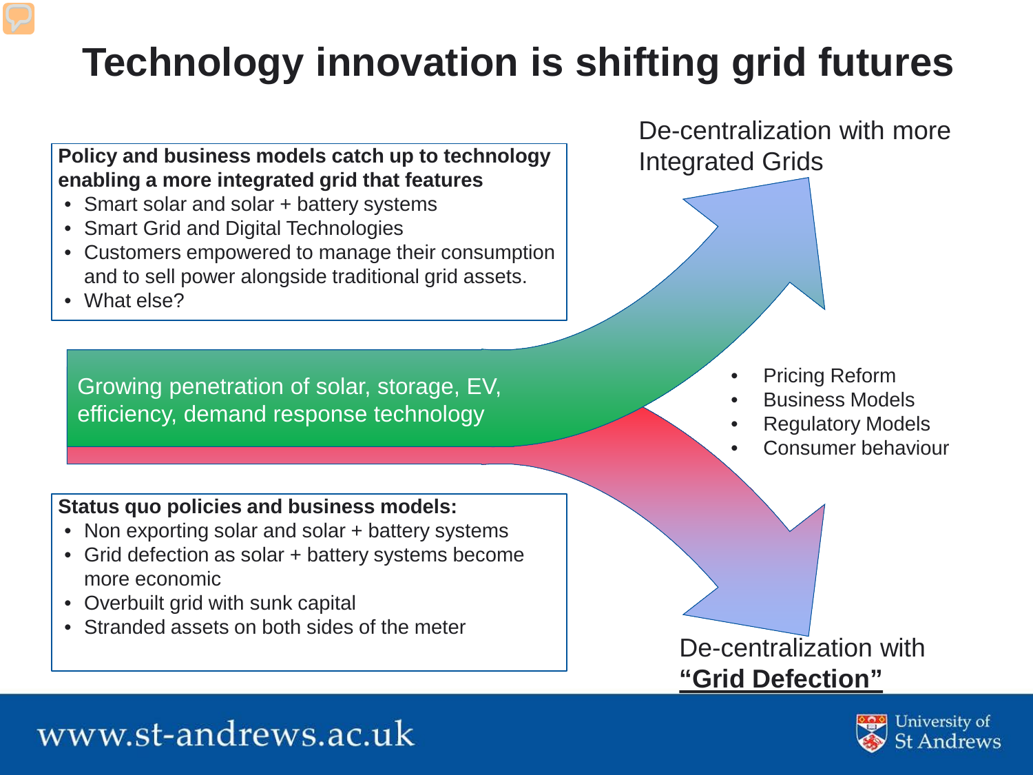# Technology innovation is shifting grid futures

**Policy and business models catch up to technology enabling a more integrated grid that features**

- Smart solar and solar + battery systems
- Smart Grid and Digital Technologies
- Customers empowered to manage their consumption and to sell power alongside traditional grid assets.
- What else?

De-centralization with more Integrated Grids

Growing penetration of solar, storage, EV, efficiency, demand response technology

- Pricing Reform
- Business Models
- Regulatory Models
- Consumer behaviour

**Status quo policies and business models:**

- Non exporting solar and solar + battery systems
- Grid defection as solar + battery systems become more economic
- Overbuilt grid with sunk capital
- Stranded assets on both sides of the meter

De-centralization with **"Grid Defection"**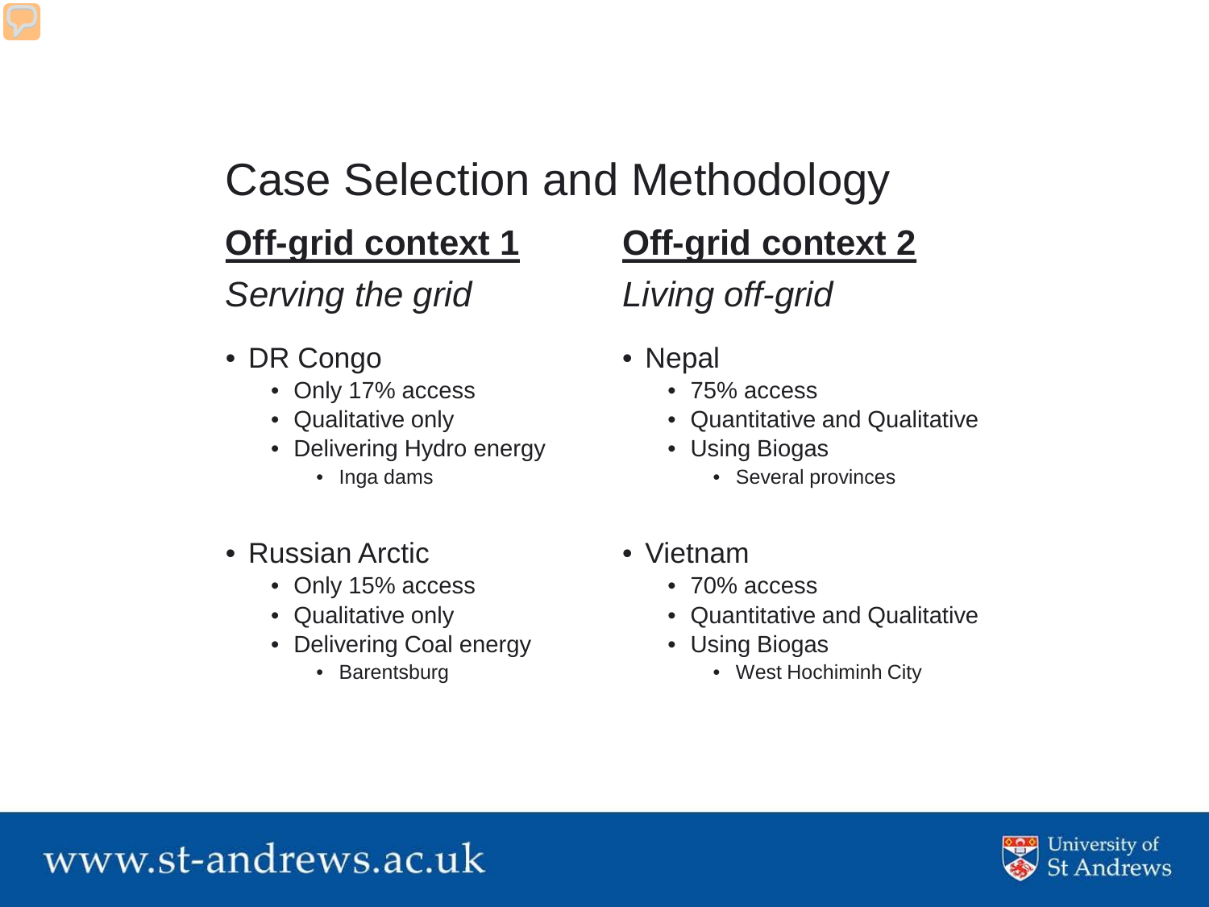# Case Selection and Methodology

## Off-grid context 1

*Serving the grid*

- DR Congo
  - Only 17% access
  - Qualitative only
  - Delivering Hydro energy
    - Inga dams
- Russian Arctic
  - Only 15% access
  - Qualitative only
  - Delivering Coal energy
    - Barentsburg

## Off-grid context 2

*Living off-grid*

- Nepal
  - 75% access
  - Quantitative and Qualitative
  - Using Biogas
    - Several provinces
- Vietnam
  - 70% access
  - Quantitative and Qualitative
  - Using Biogas
    - West Hochiminh City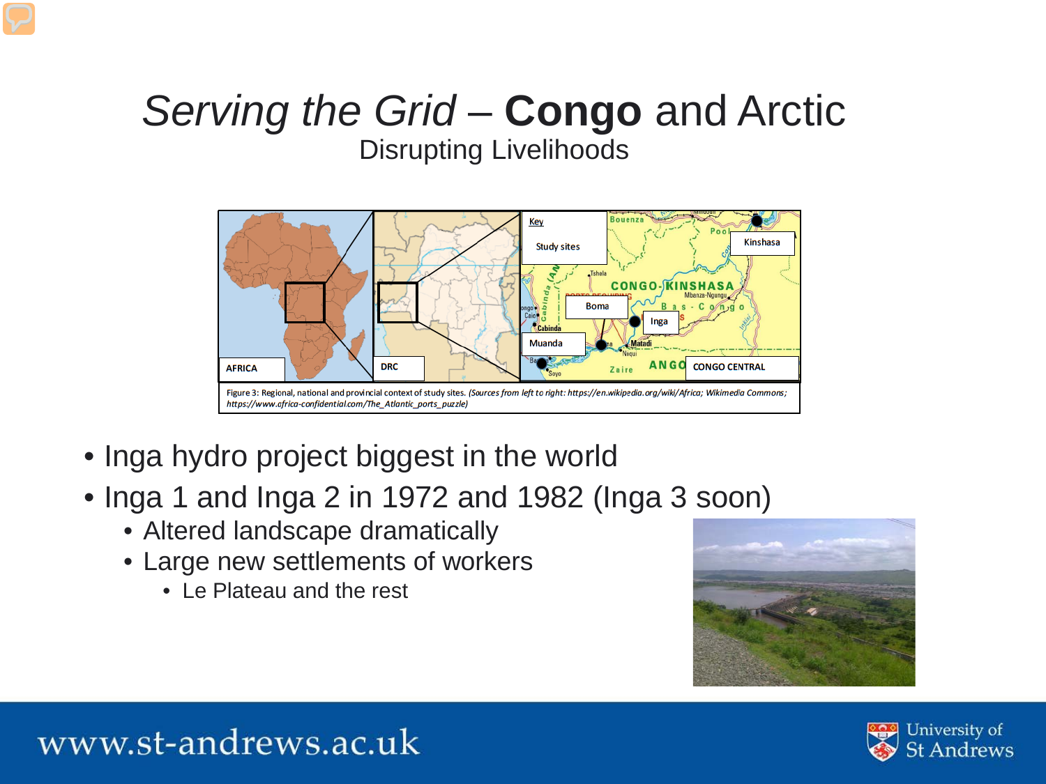# *Serving the Grid* – **Congo** and Arctic

## Disrupting Livelihoods

Figure 3: Regional, national and provincial context of study sites. *(Sources from left to right: https://en.wikipedia.org/wiki/Africa; Wikimedia Commons; https://www.africa-confidential.com/The_Atlantic_ports_puzzle)*

- Inga hydro project biggest in the world
- Inga 1 and Inga 2 in 1972 and 1982 (Inga 3 soon)
  - Altered landscape dramatically
  - Large new settlements of workers
    - Le Plateau and the rest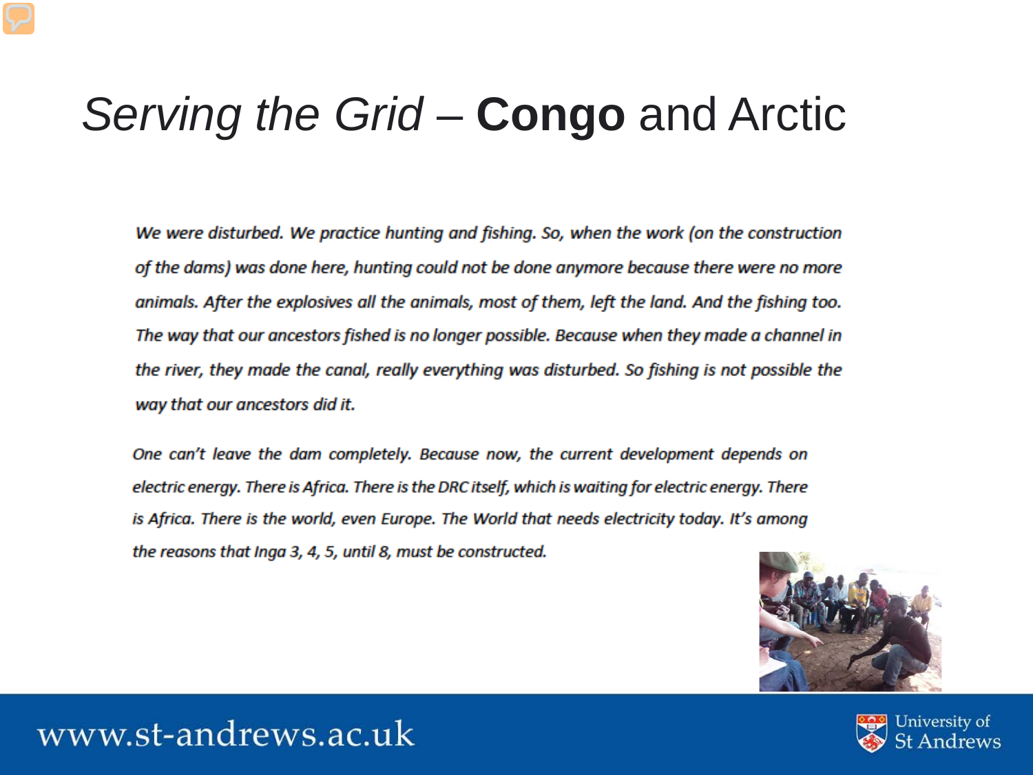# *Serving the Grid* – **Congo** and Arctic

*We were disturbed. We practice hunting and fishing. So, when the work (on the construction of the dams) was done here, hunting could not be done anymore because there were no more animals. After the explosives all the animals, most of them, left the land. And the fishing too. The way that our ancestors fished is no longer possible. Because when they made a channel in the river, they made the canal, really everything was disturbed. So fishing is not possible the way that our ancestors did it.*

*One can't leave the dam completely. Because now, the current development depends on electric energy. There is Africa. There is the DRC itself, which is waiting for electric energy. There is Africa. There is the world, even Europe. The World that needs electricity today. It's among the reasons that Inga 3, 4, 5, until 8, must be constructed.*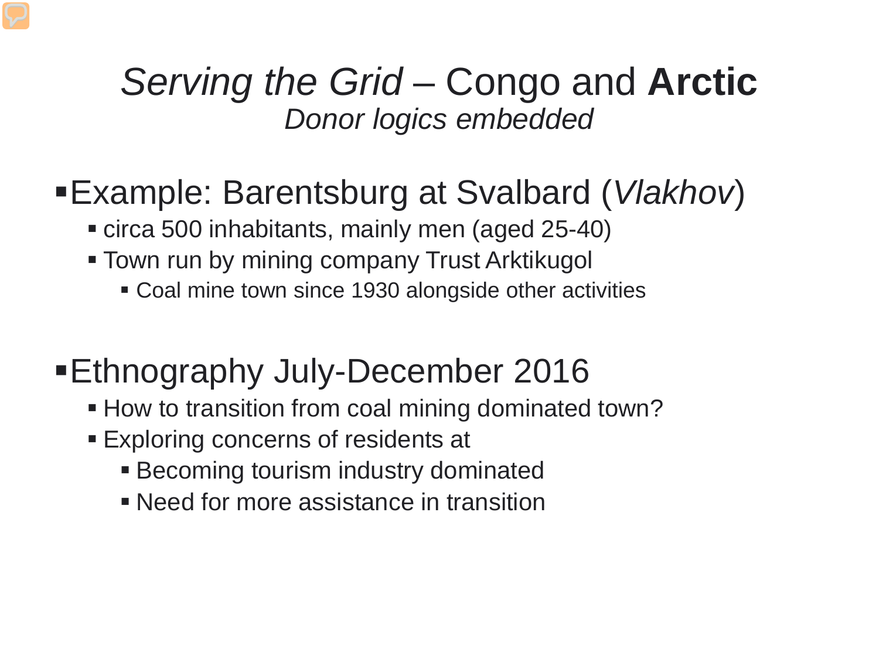# *Serving the Grid* – Congo and **Arctic**

## *Donor logics embedded*

- Example: Barentsburg at Svalbard (*Vlakhov*)
  - circa 500 inhabitants, mainly men (aged 25-40)
  - Town run by mining company Trust Arktikugol
    - Coal mine town since 1930 alongside other activities

- Ethnography July-December 2016
  - How to transition from coal mining dominated town?
  - Exploring concerns of residents at
    - Becoming tourism industry dominated
    - Need for more assistance in transition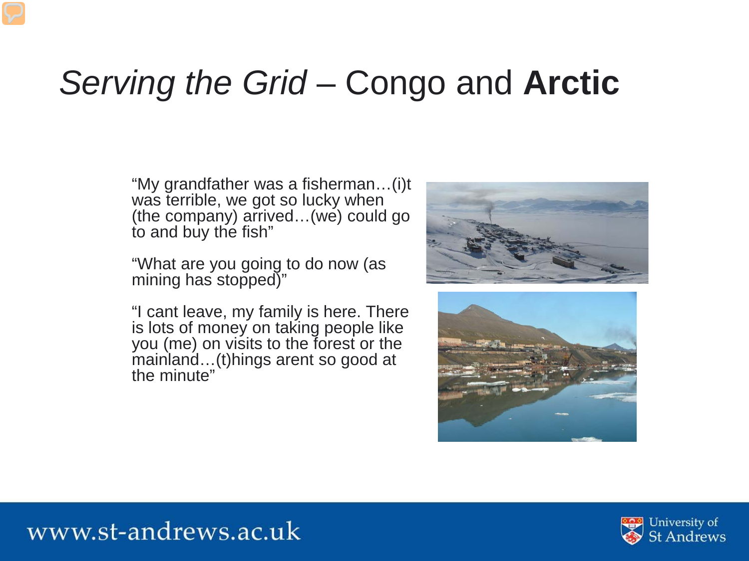# *Serving the Grid* – Congo and **Arctic**

"My grandfather was a fisherman…(i)t was terrible, we got so lucky when (the company) arrived…(we) could go to and buy the fish"

"What are you going to do now (as mining has stopped)"

"I cant leave, my family is here. There is lots of money on taking people like you (me) on visits to the forest or the mainland…(t)hings arent so good at the minute"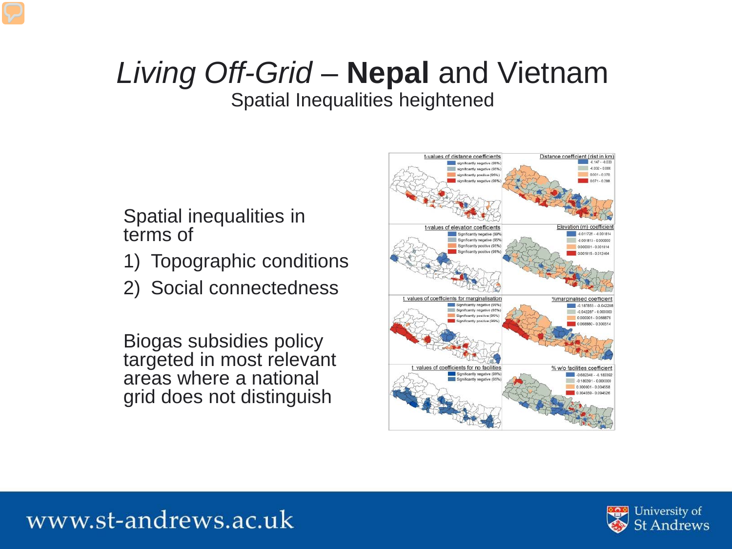# *Living Off-Grid* – **Nepal** and Vietnam

## Spatial Inequalities heightened

Spatial inequalities in terms of

1) Topographic conditions
2) Social connectedness

Biogas subsidies policy targeted in most relevant areas where a national grid does not distinguish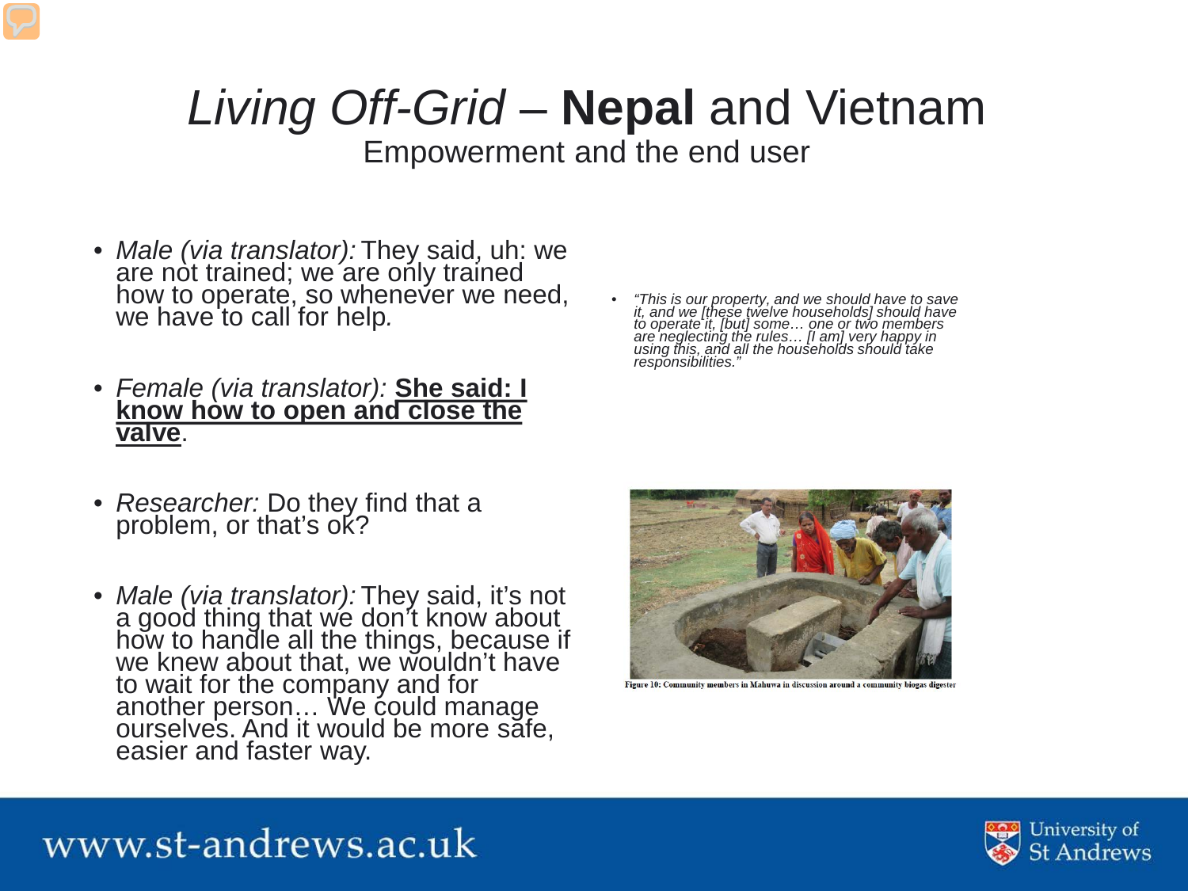# *Living Off-Grid* – **Nepal** and Vietnam

## Empowerment and the end user

- *Male (via translator):* They said, uh: we are not trained; we are only trained how to operate, so whenever we need, we have to call for help*.*
- *Female (via translator):* **She said: I know how to open and close the valve**.
- *Researcher:* Do they find that a problem, or that's ok?
- *Male (via translator):* They said, it's not a good thing that we don't know about how to handle all the things, because if we knew about that, we wouldn't have to wait for the company and for another person… We could manage ourselves. And it would be more safe, easier and faster way.

- *"This is our property, and we should have to save it, and we [these twelve households] should have to operate it, [but] some… one or two members are neglecting the rules… [I am] very happy in using this, and all the households should take responsibilities."*

Figure 10: Community members in Mahuwa in discussion around a community biogas digester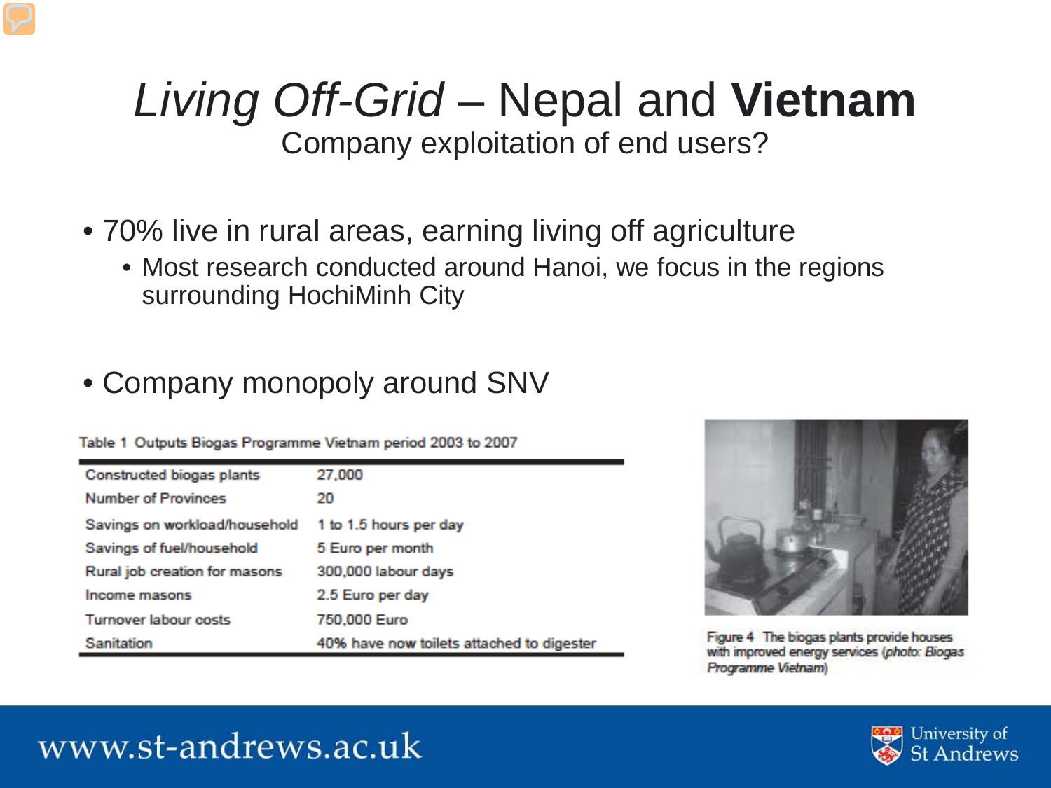# *Living Off-Grid* – Nepal and **Vietnam**

Company exploitation of end users?

- 70% live in rural areas, earning living off agriculture
  - Most research conducted around Hanoi, we focus in the regions surrounding HochiMinh City

- Company monopoly around SNV

Table 1 Outputs Biogas Programme Vietnam period 2003 to 2007

| | |
|---|---|
| Constructed biogas plants | 27,000 |
| Number of Provinces | 20 |
| Savings on workload/household | 1 to 1.5 hours per day |
| Savings of fuel/household | 5 Euro per month |
| Rural job creation for masons | 300,000 labour days |
| Income masons | 2.5 Euro per day |
| Turnover labour costs | 750,000 Euro |
| Sanitation | 40% have now toilets attached to digester |

Figure 4 The biogas plants provide houses with improved energy services (*photo: Biogas Programme Vietnam*)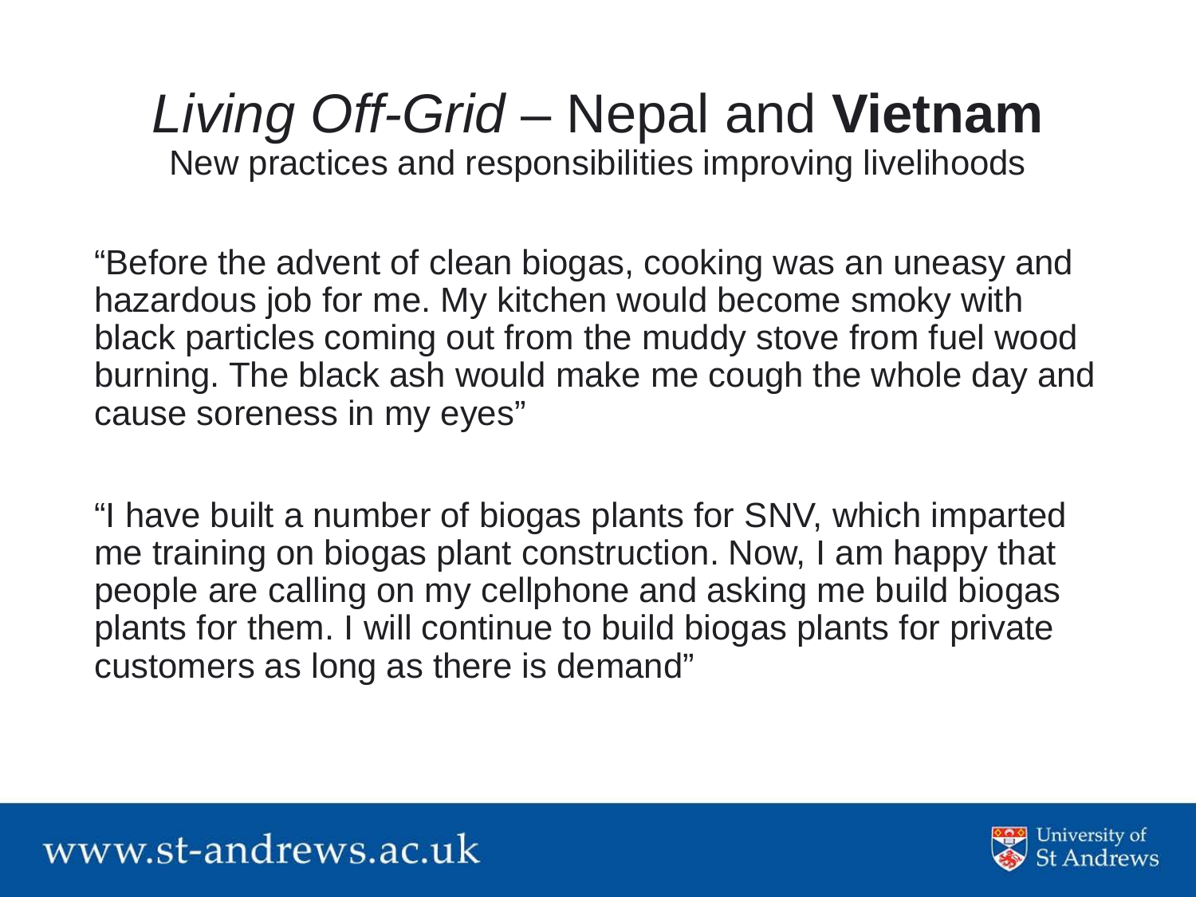# *Living Off-Grid* – Nepal and **Vietnam**

New practices and responsibilities improving livelihoods

"Before the advent of clean biogas, cooking was an uneasy and hazardous job for me. My kitchen would become smoky with black particles coming out from the muddy stove from fuel wood burning. The black ash would make me cough the whole day and cause soreness in my eyes"

"I have built a number of biogas plants for SNV, which imparted me training on biogas plant construction. Now, I am happy that people are calling on my cellphone and asking me build biogas plants for them. I will continue to build biogas plants for private customers as long as there is demand"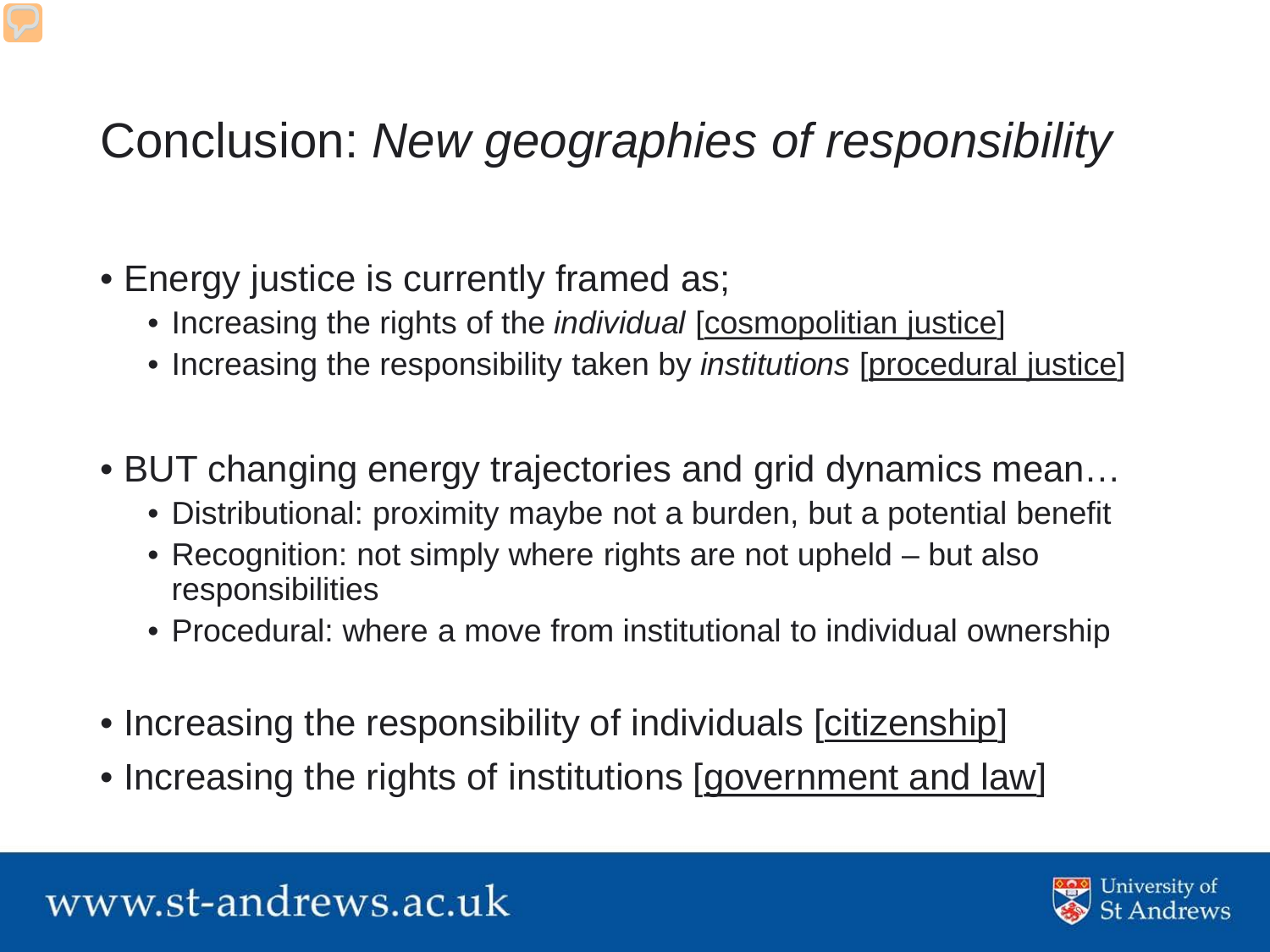# Conclusion: *New geographies of responsibility*

- Energy justice is currently framed as;
  - Increasing the rights of the *individual* [cosmopolitian justice]
  - Increasing the responsibility taken by *institutions* [procedural justice]

- BUT changing energy trajectories and grid dynamics mean…
  - Distributional: proximity maybe not a burden, but a potential benefit
  - Recognition: not simply where rights are not upheld – but also responsibilities
  - Procedural: where a move from institutional to individual ownership

- Increasing the responsibility of individuals [citizenship]
- Increasing the rights of institutions [government and law]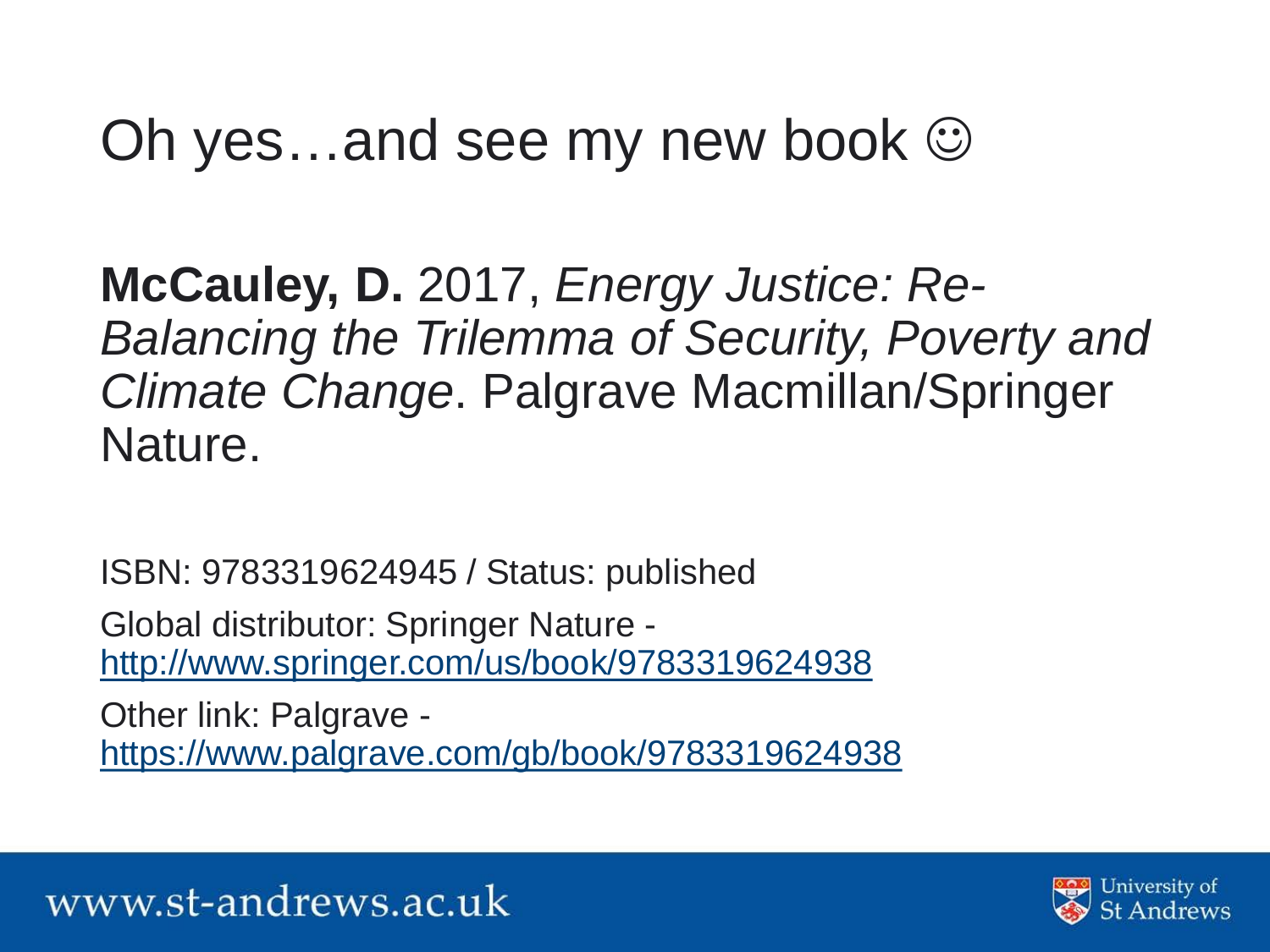# Oh yes…and see my new book ☺

**McCauley, D.** 2017, *Energy Justice: Re-Balancing the Trilemma of Security, Poverty and Climate Change*. Palgrave Macmillan/Springer Nature.

ISBN: 9783319624945 / Status: published

Global distributor: Springer Nature - http://www.springer.com/us/book/9783319624938

Other link: Palgrave - https://www.palgrave.com/gb/book/9783319624938